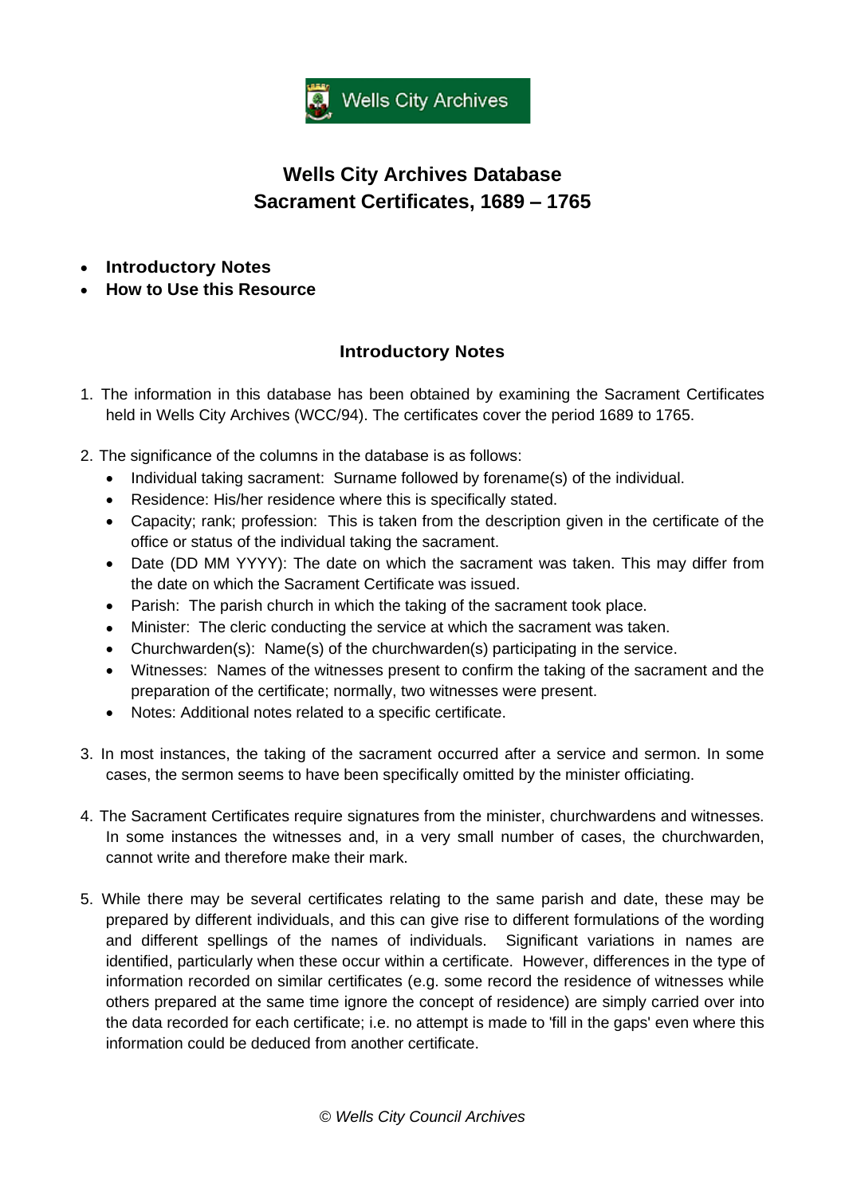Wells City Archives

# Wells City Archives Database
# Sacrament Certificates, 1689 – 1765

- **Introductory Notes**
- **How to Use this Resource**

## Introductory Notes

1. The information in this database has been obtained by examining the Sacrament Certificates held in Wells City Archives (WCC/94). The certificates cover the period 1689 to 1765.

2. The significance of the columns in the database is as follows:
   - Individual taking sacrament: Surname followed by forename(s) of the individual.
   - Residence: His/her residence where this is specifically stated.
   - Capacity; rank; profession: This is taken from the description given in the certificate of the office or status of the individual taking the sacrament.
   - Date (DD MM YYYY): The date on which the sacrament was taken. This may differ from the date on which the Sacrament Certificate was issued.
   - Parish: The parish church in which the taking of the sacrament took place.
   - Minister: The cleric conducting the service at which the sacrament was taken.
   - Churchwarden(s): Name(s) of the churchwarden(s) participating in the service.
   - Witnesses: Names of the witnesses present to confirm the taking of the sacrament and the preparation of the certificate; normally, two witnesses were present.
   - Notes: Additional notes related to a specific certificate.

3. In most instances, the taking of the sacrament occurred after a service and sermon. In some cases, the sermon seems to have been specifically omitted by the minister officiating.

4. The Sacrament Certificates require signatures from the minister, churchwardens and witnesses. In some instances the witnesses and, in a very small number of cases, the churchwarden, cannot write and therefore make their mark.

5. While there may be several certificates relating to the same parish and date, these may be prepared by different individuals, and this can give rise to different formulations of the wording and different spellings of the names of individuals. Significant variations in names are identified, particularly when these occur within a certificate. However, differences in the type of information recorded on similar certificates (e.g. some record the residence of witnesses while others prepared at the same time ignore the concept of residence) are simply carried over into the data recorded for each certificate; i.e. no attempt is made to 'fill in the gaps' even where this information could be deduced from another certificate.

*© Wells City Council Archives*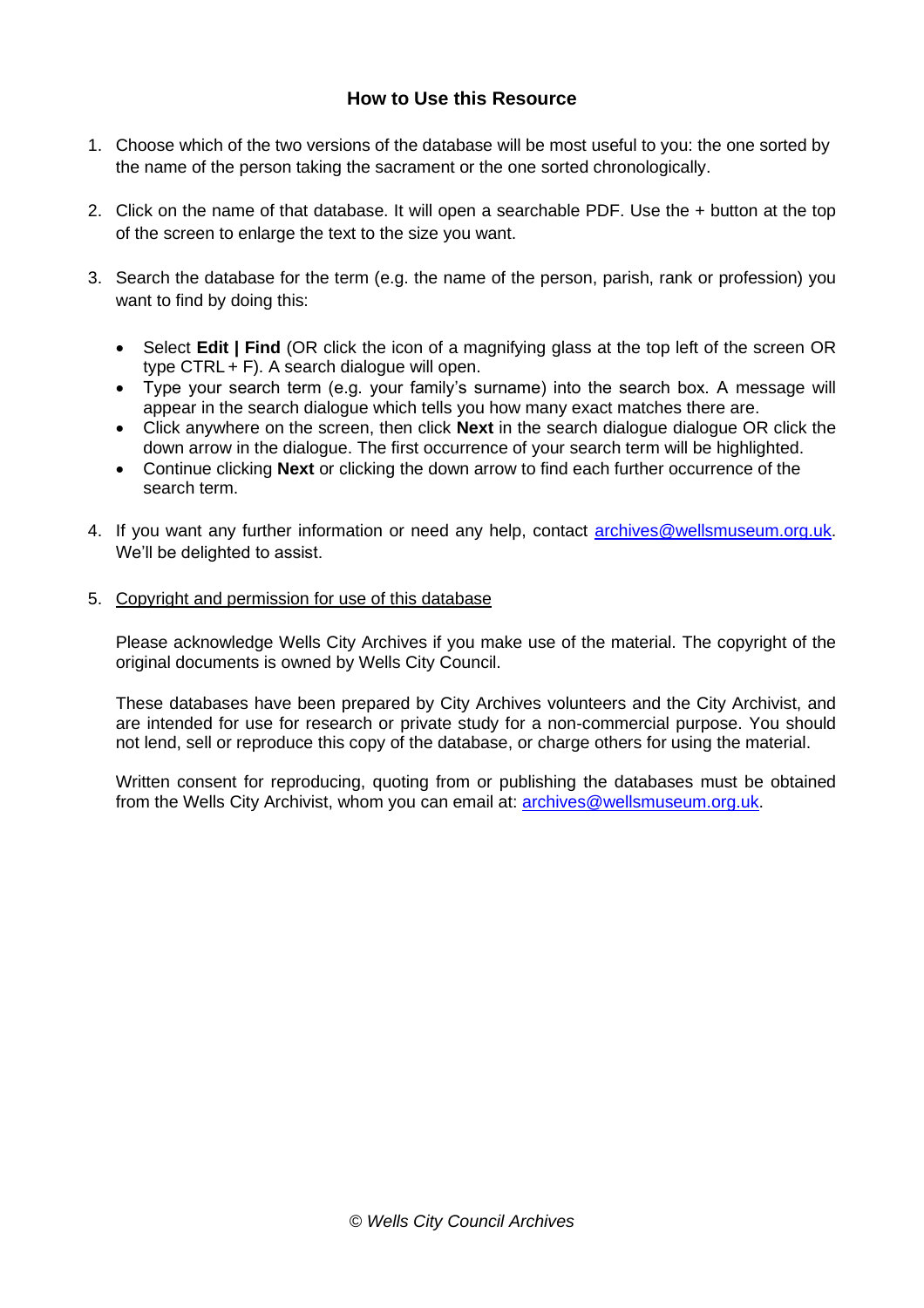## How to Use this Resource

1. Choose which of the two versions of the database will be most useful to you: the one sorted by the name of the person taking the sacrament or the one sorted chronologically.

2. Click on the name of that database. It will open a searchable PDF. Use the + button at the top of the screen to enlarge the text to the size you want.

3. Search the database for the term (e.g. the name of the person, parish, rank or profession) you want to find by doing this:

   - Select **Edit | Find** (OR click the icon of a magnifying glass at the top left of the screen OR type CTRL + F). A search dialogue will open.
   - Type your search term (e.g. your family's surname) into the search box. A message will appear in the search dialogue which tells you how many exact matches there are.
   - Click anywhere on the screen, then click **Next** in the search dialogue dialogue OR click the down arrow in the dialogue. The first occurrence of your search term will be highlighted.
   - Continue clicking **Next** or clicking the down arrow to find each further occurrence of the search term.

4. If you want any further information or need any help, contact archives@wellsmuseum.org.uk. We'll be delighted to assist.

5. Copyright and permission for use of this database

   Please acknowledge Wells City Archives if you make use of the material. The copyright of the original documents is owned by Wells City Council.

   These databases have been prepared by City Archives volunteers and the City Archivist, and are intended for use for research or private study for a non-commercial purpose. You should not lend, sell or reproduce this copy of the database, or charge others for using the material.

   Written consent for reproducing, quoting from or publishing the databases must be obtained from the Wells City Archivist, whom you can email at: archives@wellsmuseum.org.uk.

*© Wells City Council Archives*